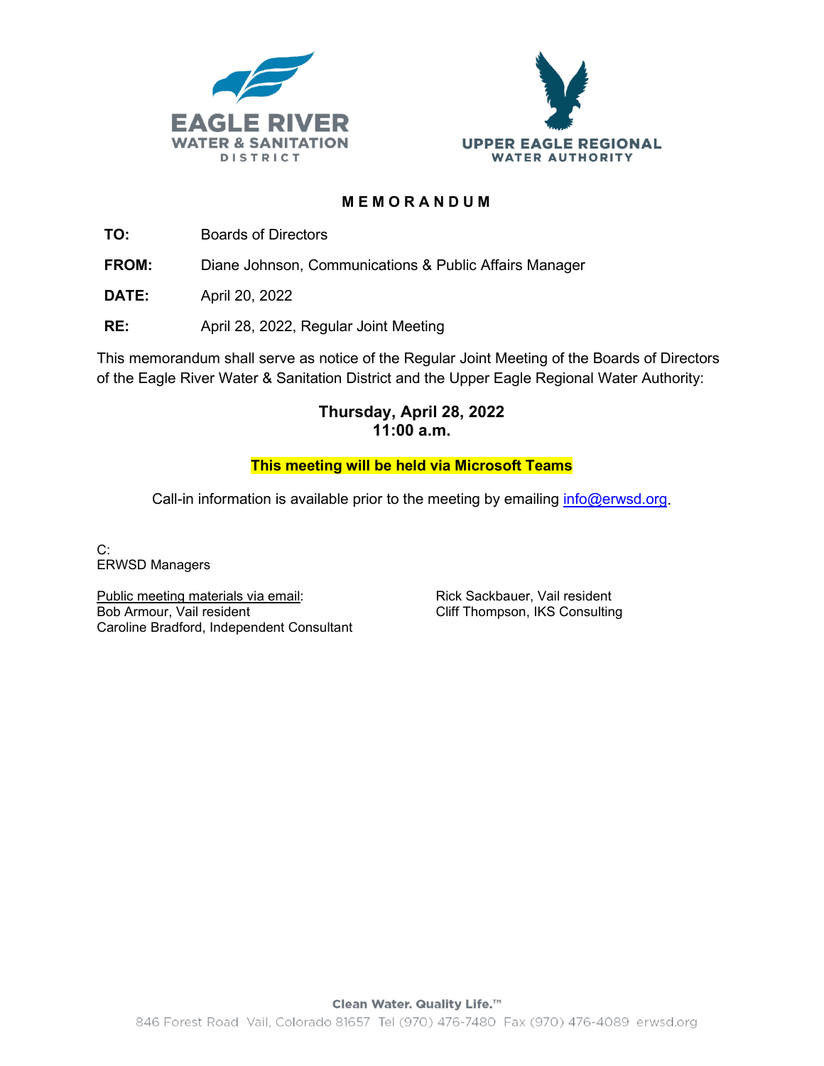EAGLE RIVER WATER & SANITATION DISTRICT

UPPER EAGLE REGIONAL WATER AUTHORITY

# MEMORANDUM

**TO:** Boards of Directors

**FROM:** Diane Johnson, Communications & Public Affairs Manager

**DATE:** April 20, 2022

**RE:** April 28, 2022, Regular Joint Meeting

This memorandum shall serve as notice of the Regular Joint Meeting of the Boards of Directors of the Eagle River Water & Sanitation District and the Upper Eagle Regional Water Authority:

**Thursday, April 28, 2022**
**11:00 a.m.**

**This meeting will be held via Microsoft Teams**

Call-in information is available prior to the meeting by emailing info@erwsd.org.

C:
ERWSD Managers

Public meeting materials via email:
Bob Armour, Vail resident
Caroline Bradford, Independent Consultant
Rick Sackbauer, Vail resident
Cliff Thompson, IKS Consulting

Clean Water. Quality Life.™

846 Forest Road Vail, Colorado 81657 Tel (970) 476-7480 Fax (970) 476-4089 erwsd.org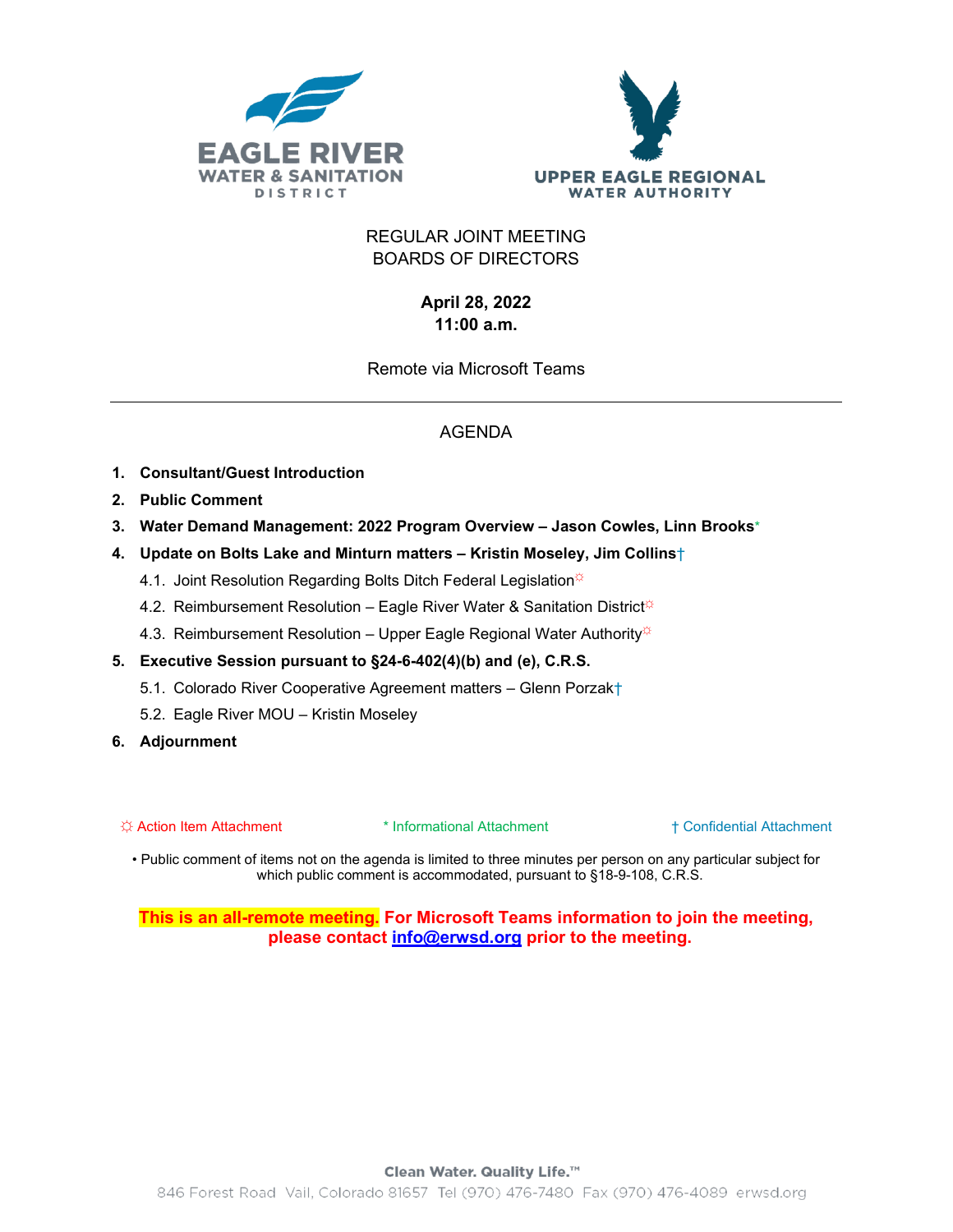EAGLE RIVER WATER & SANITATION DISTRICT

UPPER EAGLE REGIONAL WATER AUTHORITY

REGULAR JOINT MEETING
BOARDS OF DIRECTORS

**April 28, 2022**
**11:00 a.m.**

Remote via Microsoft Teams

---

AGENDA

1. **Consultant/Guest Introduction**
2. **Public Comment**
3. **Water Demand Management: 2022 Program Overview – Jason Cowles, Linn Brooks***
4. **Update on Bolts Lake and Minturn matters – Kristin Moseley, Jim Collins†**
   4.1. Joint Resolution Regarding Bolts Ditch Federal Legislation☼
   4.2. Reimbursement Resolution – Eagle River Water & Sanitation District☼
   4.3. Reimbursement Resolution – Upper Eagle Regional Water Authority☼
5. **Executive Session pursuant to §24-6-402(4)(b) and (e), C.R.S.**
   5.1. Colorado River Cooperative Agreement matters – Glenn Porzak†
   5.2. Eagle River MOU – Kristin Moseley
6. **Adjournment**

☼ Action Item Attachment * Informational Attachment † Confidential Attachment

• Public comment of items not on the agenda is limited to three minutes per person on any particular subject for which public comment is accommodated, pursuant to §18-9-108, C.R.S.

**This is an all-remote meeting. For Microsoft Teams information to join the meeting, please contact info@erwsd.org prior to the meeting.**

Clean Water. Quality Life.™
846 Forest Road Vail, Colorado 81657 Tel (970) 476-7480 Fax (970) 476-4089 erwsd.org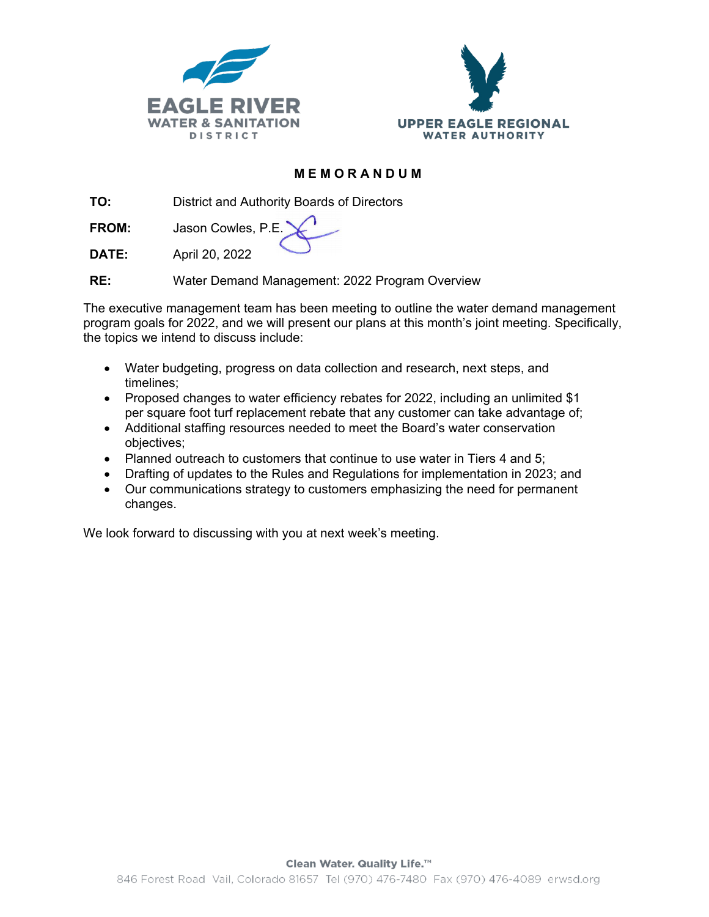EAGLE RIVER WATER & SANITATION DISTRICT

UPPER EAGLE REGIONAL WATER AUTHORITY

# MEMORANDUM

**TO:** District and Authority Boards of Directors

**FROM:** Jason Cowles, P.E.

**DATE:** April 20, 2022

**RE:** Water Demand Management: 2022 Program Overview

The executive management team has been meeting to outline the water demand management program goals for 2022, and we will present our plans at this month's joint meeting. Specifically, the topics we intend to discuss include:

- Water budgeting, progress on data collection and research, next steps, and timelines;
- Proposed changes to water efficiency rebates for 2022, including an unlimited $1 per square foot turf replacement rebate that any customer can take advantage of;
- Additional staffing resources needed to meet the Board's water conservation objectives;
- Planned outreach to customers that continue to use water in Tiers 4 and 5;
- Drafting of updates to the Rules and Regulations for implementation in 2023; and
- Our communications strategy to customers emphasizing the need for permanent changes.

We look forward to discussing with you at next week's meeting.

Clean Water. Quality Life.™

846 Forest Road Vail, Colorado 81657 Tel (970) 476-7480 Fax (970) 476-4089 erwsd.org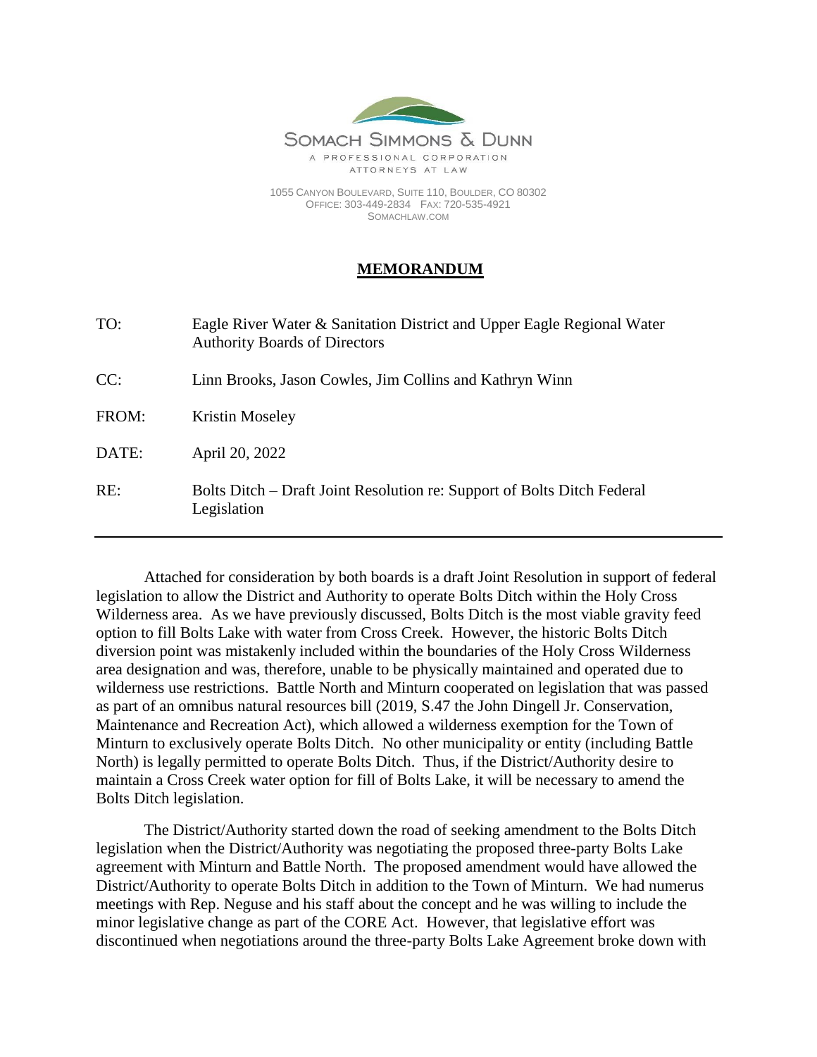SOMACH SIMMONS & DUNN

A PROFESSIONAL CORPORATION

ATTORNEYS AT LAW

1055 CANYON BOULEVARD, SUITE 110, BOULDER, CO 80302
OFFICE: 303-449-2834 FAX: 720-535-4921
SOMACHLAW.COM

## MEMORANDUM

| | |
|---|---|
| TO: | Eagle River Water & Sanitation District and Upper Eagle Regional Water Authority Boards of Directors |
| CC: | Linn Brooks, Jason Cowles, Jim Collins and Kathryn Winn |
| FROM: | Kristin Moseley |
| DATE: | April 20, 2022 |
| RE: | Bolts Ditch – Draft Joint Resolution re: Support of Bolts Ditch Federal Legislation |

Attached for consideration by both boards is a draft Joint Resolution in support of federal legislation to allow the District and Authority to operate Bolts Ditch within the Holy Cross Wilderness area. As we have previously discussed, Bolts Ditch is the most viable gravity feed option to fill Bolts Lake with water from Cross Creek. However, the historic Bolts Ditch diversion point was mistakenly included within the boundaries of the Holy Cross Wilderness area designation and was, therefore, unable to be physically maintained and operated due to wilderness use restrictions. Battle North and Minturn cooperated on legislation that was passed as part of an omnibus natural resources bill (2019, S.47 the John Dingell Jr. Conservation, Maintenance and Recreation Act), which allowed a wilderness exemption for the Town of Minturn to exclusively operate Bolts Ditch. No other municipality or entity (including Battle North) is legally permitted to operate Bolts Ditch. Thus, if the District/Authority desire to maintain a Cross Creek water option for fill of Bolts Lake, it will be necessary to amend the Bolts Ditch legislation.

The District/Authority started down the road of seeking amendment to the Bolts Ditch legislation when the District/Authority was negotiating the proposed three-party Bolts Lake agreement with Minturn and Battle North. The proposed amendment would have allowed the District/Authority to operate Bolts Ditch in addition to the Town of Minturn. We had numerus meetings with Rep. Neguse and his staff about the concept and he was willing to include the minor legislative change as part of the CORE Act. However, that legislative effort was discontinued when negotiations around the three-party Bolts Lake Agreement broke down with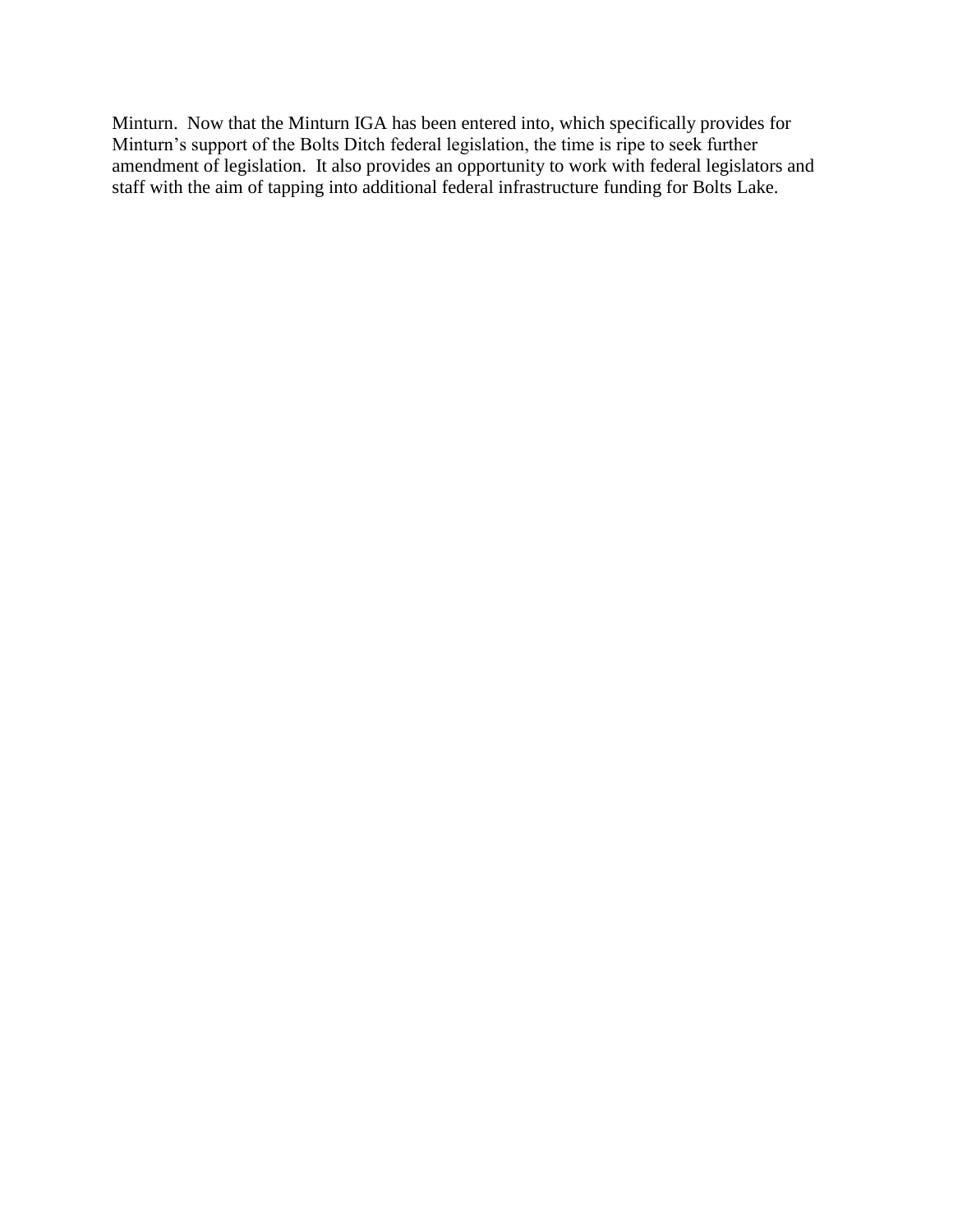Minturn. Now that the Minturn IGA has been entered into, which specifically provides for Minturn's support of the Bolts Ditch federal legislation, the time is ripe to seek further amendment of legislation. It also provides an opportunity to work with federal legislators and staff with the aim of tapping into additional federal infrastructure funding for Bolts Lake.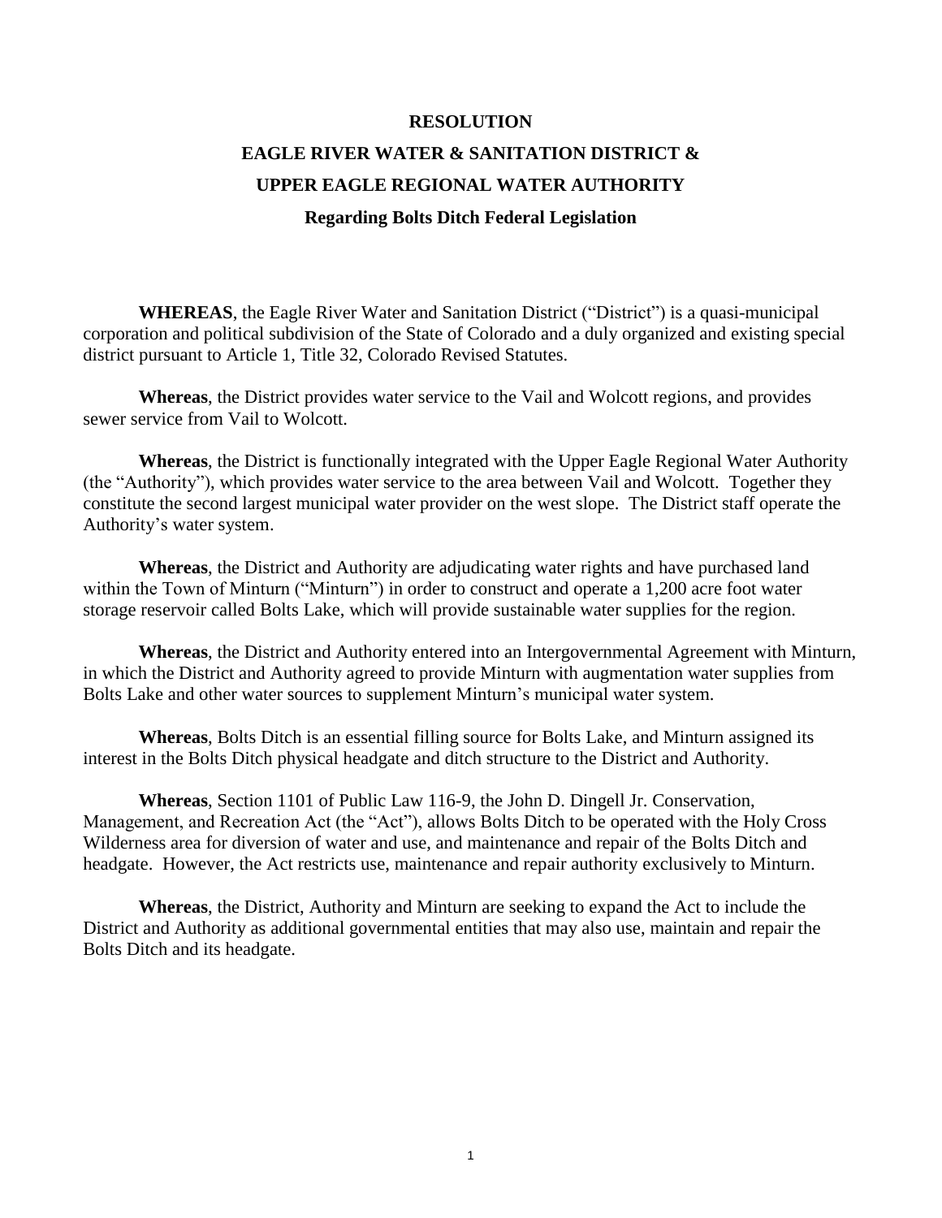# RESOLUTION

## EAGLE RIVER WATER & SANITATION DISTRICT &

## UPPER EAGLE REGIONAL WATER AUTHORITY

### Regarding Bolts Ditch Federal Legislation

**WHEREAS**, the Eagle River Water and Sanitation District ("District") is a quasi-municipal corporation and political subdivision of the State of Colorado and a duly organized and existing special district pursuant to Article 1, Title 32, Colorado Revised Statutes.

**Whereas**, the District provides water service to the Vail and Wolcott regions, and provides sewer service from Vail to Wolcott.

**Whereas**, the District is functionally integrated with the Upper Eagle Regional Water Authority (the "Authority"), which provides water service to the area between Vail and Wolcott. Together they constitute the second largest municipal water provider on the west slope. The District staff operate the Authority's water system.

**Whereas**, the District and Authority are adjudicating water rights and have purchased land within the Town of Minturn ("Minturn") in order to construct and operate a 1,200 acre foot water storage reservoir called Bolts Lake, which will provide sustainable water supplies for the region.

**Whereas**, the District and Authority entered into an Intergovernmental Agreement with Minturn, in which the District and Authority agreed to provide Minturn with augmentation water supplies from Bolts Lake and other water sources to supplement Minturn's municipal water system.

**Whereas**, Bolts Ditch is an essential filling source for Bolts Lake, and Minturn assigned its interest in the Bolts Ditch physical headgate and ditch structure to the District and Authority.

**Whereas**, Section 1101 of Public Law 116-9, the John D. Dingell Jr. Conservation, Management, and Recreation Act (the "Act"), allows Bolts Ditch to be operated with the Holy Cross Wilderness area for diversion of water and use, and maintenance and repair of the Bolts Ditch and headgate. However, the Act restricts use, maintenance and repair authority exclusively to Minturn.

**Whereas**, the District, Authority and Minturn are seeking to expand the Act to include the District and Authority as additional governmental entities that may also use, maintain and repair the Bolts Ditch and its headgate.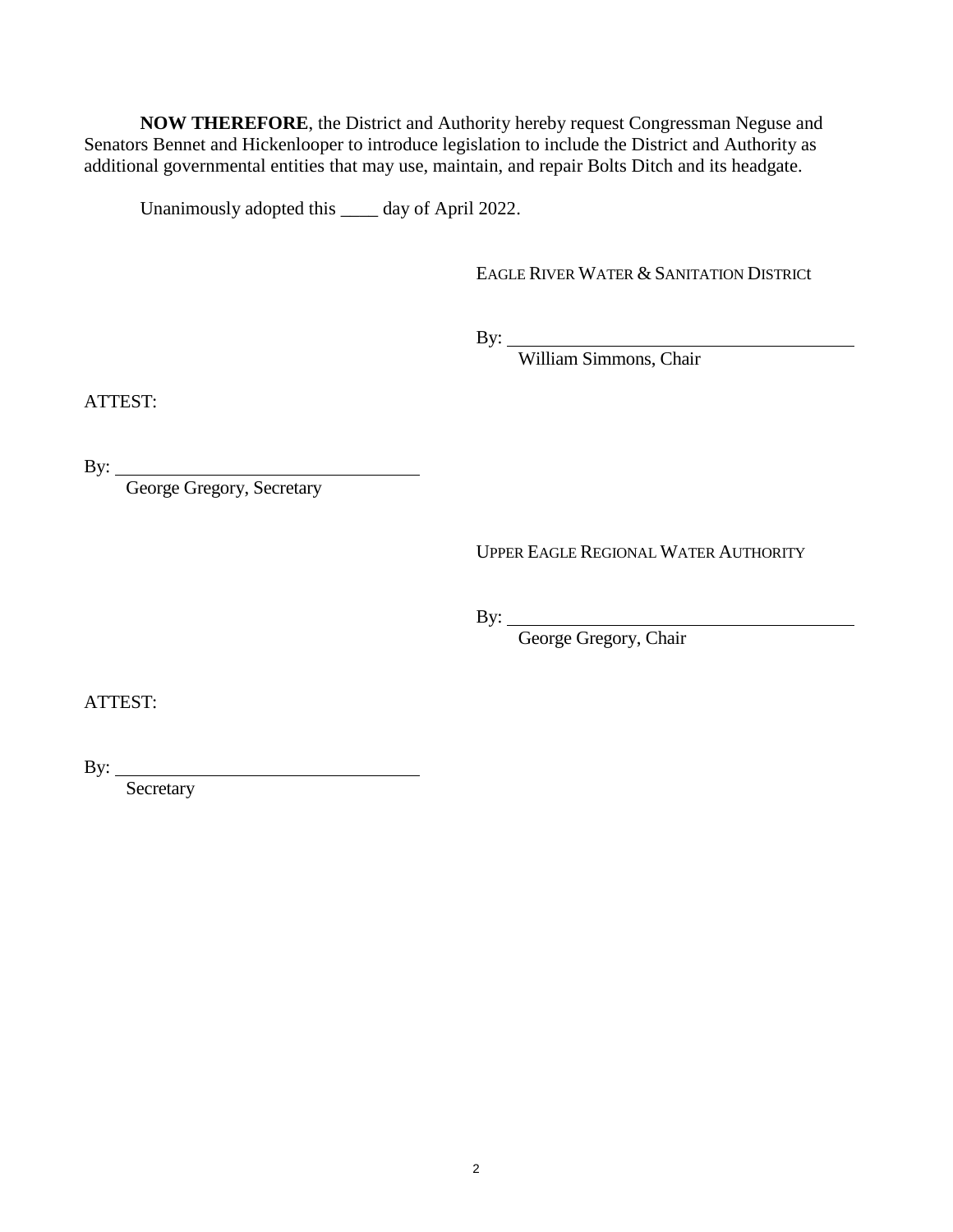**NOW THEREFORE**, the District and Authority hereby request Congressman Neguse and Senators Bennet and Hickenlooper to introduce legislation to include the District and Authority as additional governmental entities that may use, maintain, and repair Bolts Ditch and its headgate.

Unanimously adopted this ____ day of April 2022.

EAGLE RIVER WATER & SANITATION DISTRICt

By: ________________________________________
William Simmons, Chair

ATTEST:

By: ________________________________________
George Gregory, Secretary

UPPER EAGLE REGIONAL WATER AUTHORITY

By: ________________________________________
George Gregory, Chair

ATTEST:

By: ________________________________________
Secretary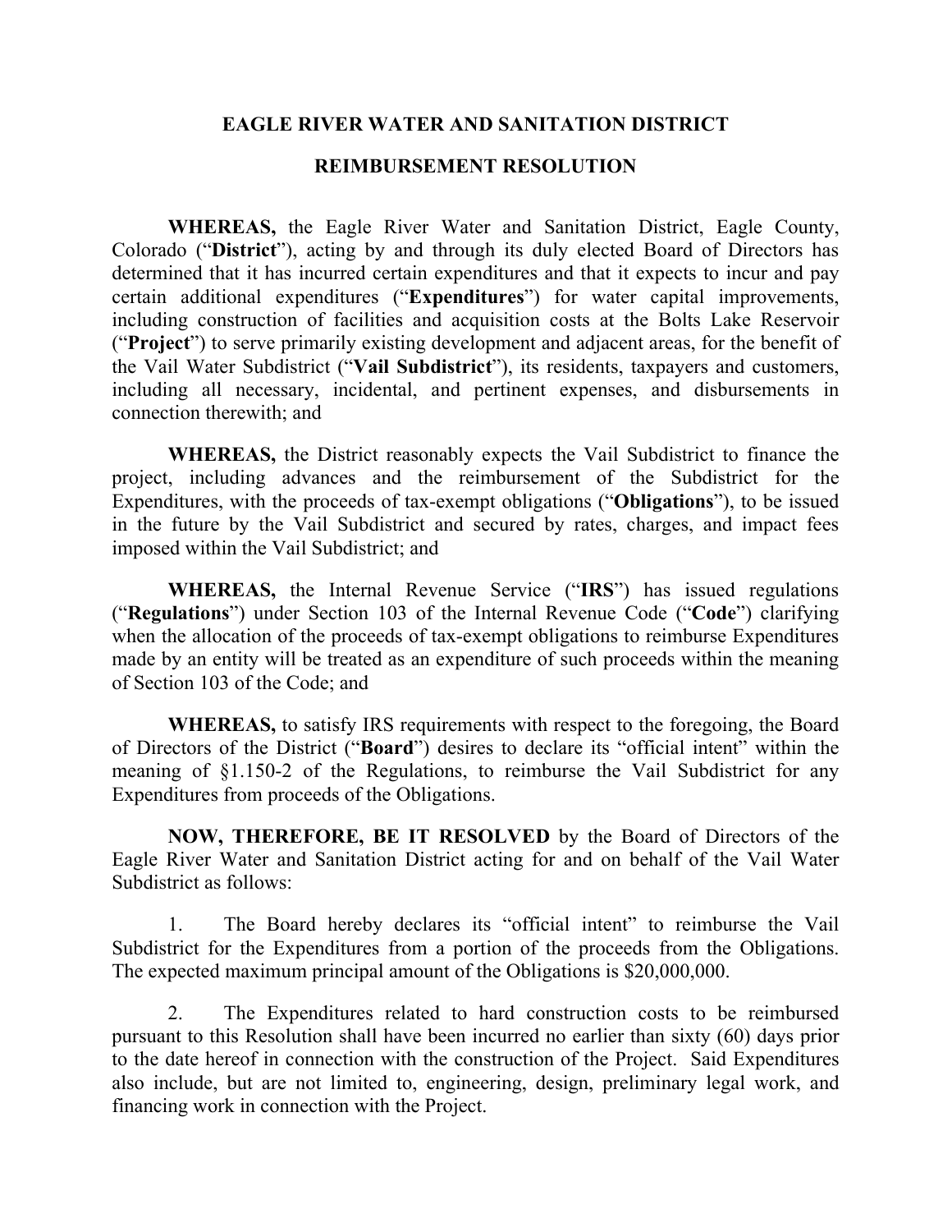# EAGLE RIVER WATER AND SANITATION DISTRICT

## REIMBURSEMENT RESOLUTION

**WHEREAS,** the Eagle River Water and Sanitation District, Eagle County, Colorado ("**District**"), acting by and through its duly elected Board of Directors has determined that it has incurred certain expenditures and that it expects to incur and pay certain additional expenditures ("**Expenditures**") for water capital improvements, including construction of facilities and acquisition costs at the Bolts Lake Reservoir ("**Project**") to serve primarily existing development and adjacent areas, for the benefit of the Vail Water Subdistrict ("**Vail Subdistrict**"), its residents, taxpayers and customers, including all necessary, incidental, and pertinent expenses, and disbursements in connection therewith; and

**WHEREAS,** the District reasonably expects the Vail Subdistrict to finance the project, including advances and the reimbursement of the Subdistrict for the Expenditures, with the proceeds of tax-exempt obligations ("**Obligations**"), to be issued in the future by the Vail Subdistrict and secured by rates, charges, and impact fees imposed within the Vail Subdistrict; and

**WHEREAS,** the Internal Revenue Service ("**IRS**") has issued regulations ("**Regulations**") under Section 103 of the Internal Revenue Code ("**Code**") clarifying when the allocation of the proceeds of tax-exempt obligations to reimburse Expenditures made by an entity will be treated as an expenditure of such proceeds within the meaning of Section 103 of the Code; and

**WHEREAS,** to satisfy IRS requirements with respect to the foregoing, the Board of Directors of the District ("**Board**") desires to declare its "official intent" within the meaning of §1.150-2 of the Regulations, to reimburse the Vail Subdistrict for any Expenditures from proceeds of the Obligations.

**NOW, THEREFORE, BE IT RESOLVED** by the Board of Directors of the Eagle River Water and Sanitation District acting for and on behalf of the Vail Water Subdistrict as follows:

1. The Board hereby declares its "official intent" to reimburse the Vail Subdistrict for the Expenditures from a portion of the proceeds from the Obligations. The expected maximum principal amount of the Obligations is $20,000,000.

2. The Expenditures related to hard construction costs to be reimbursed pursuant to this Resolution shall have been incurred no earlier than sixty (60) days prior to the date hereof in connection with the construction of the Project. Said Expenditures also include, but are not limited to, engineering, design, preliminary legal work, and financing work in connection with the Project.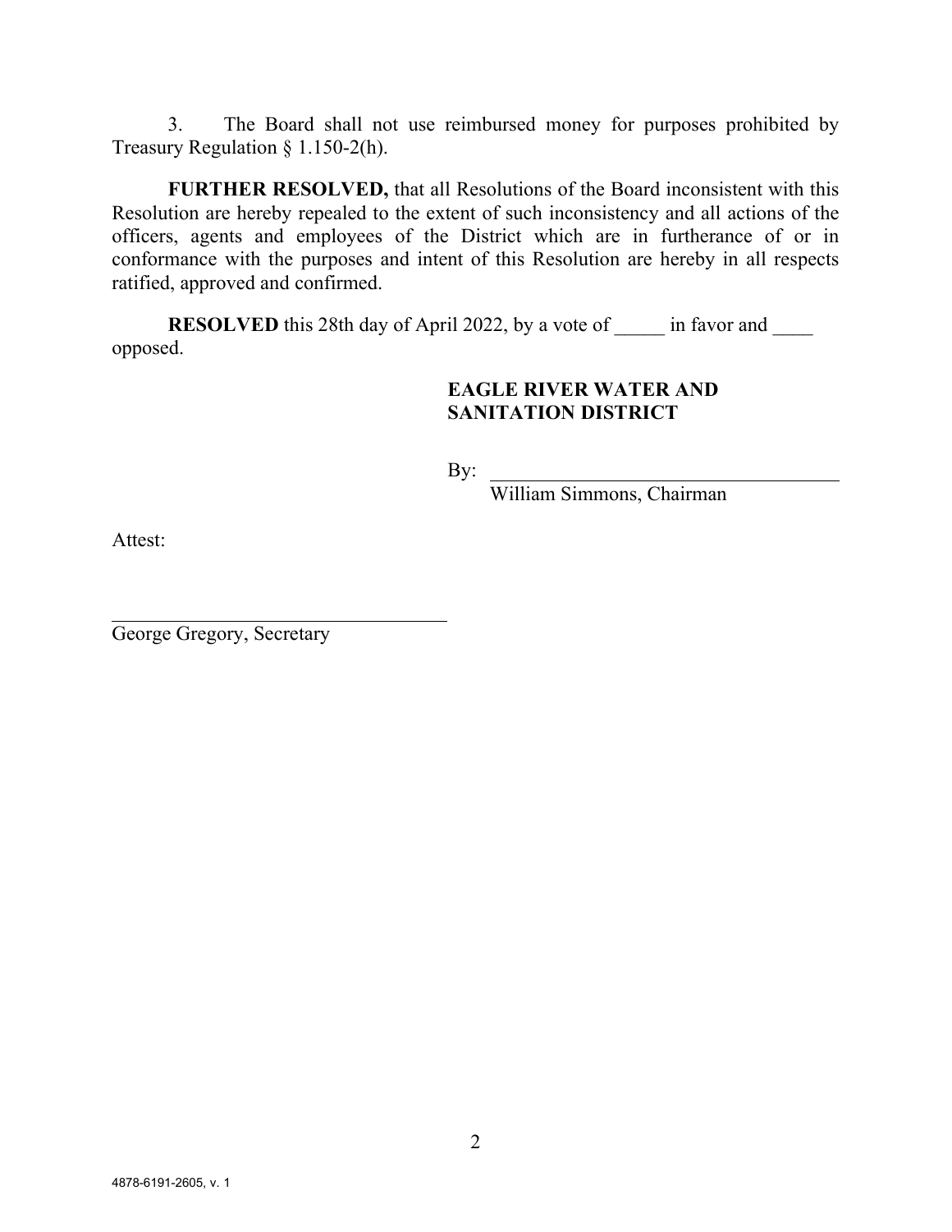3. The Board shall not use reimbursed money for purposes prohibited by Treasury Regulation § 1.150-2(h).

**FURTHER RESOLVED,** that all Resolutions of the Board inconsistent with this Resolution are hereby repealed to the extent of such inconsistency and all actions of the officers, agents and employees of the District which are in furtherance of or in conformance with the purposes and intent of this Resolution are hereby in all respects ratified, approved and confirmed.

**RESOLVED** this 28th day of April 2022, by a vote of _____ in favor and ____ opposed.

**EAGLE RIVER WATER AND SANITATION DISTRICT**

By: ___________________________________
William Simmons, Chairman

Attest:

___________________________________
George Gregory, Secretary

4878-6191-2605, v. 1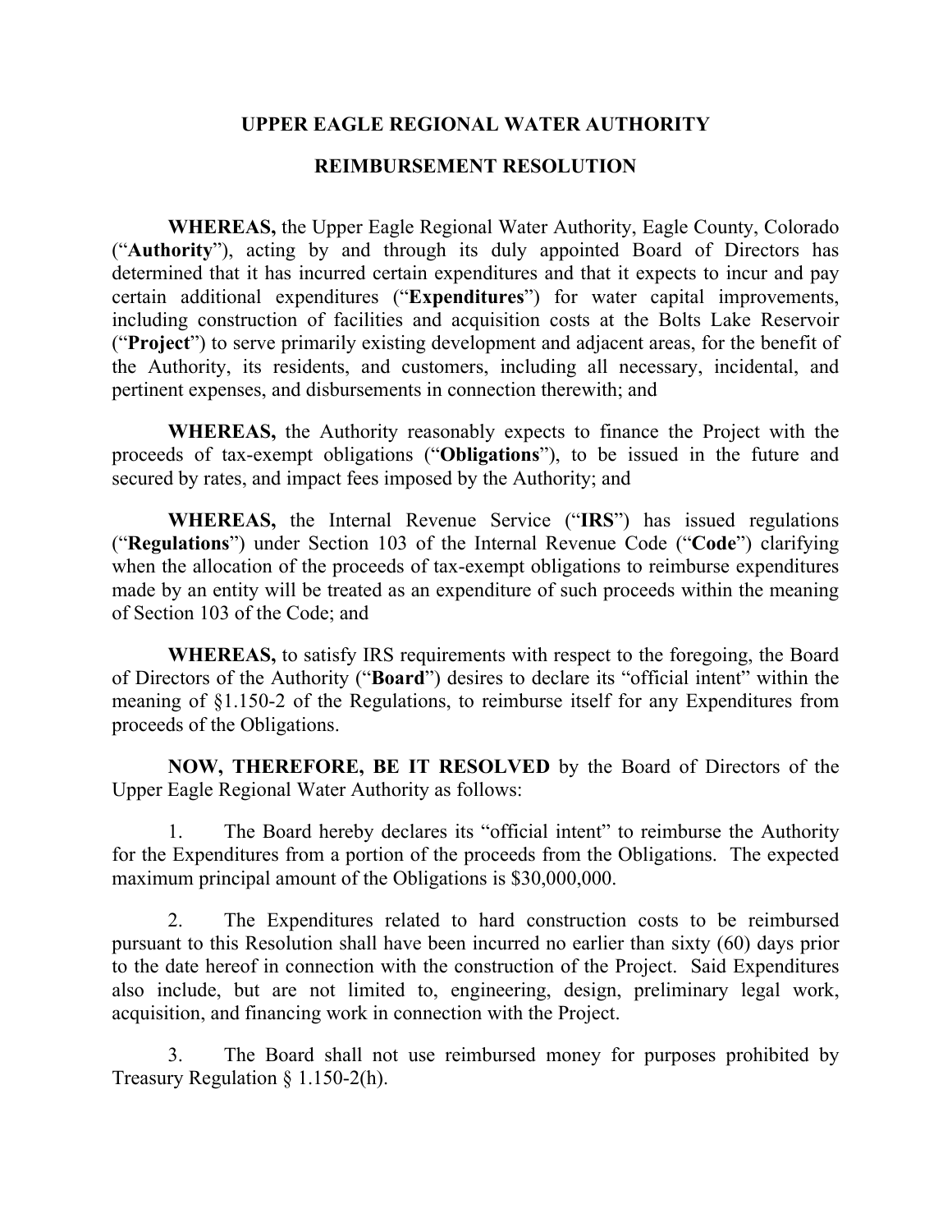# UPPER EAGLE REGIONAL WATER AUTHORITY

## REIMBURSEMENT RESOLUTION

**WHEREAS,** the Upper Eagle Regional Water Authority, Eagle County, Colorado ("**Authority**"), acting by and through its duly appointed Board of Directors has determined that it has incurred certain expenditures and that it expects to incur and pay certain additional expenditures ("**Expenditures**") for water capital improvements, including construction of facilities and acquisition costs at the Bolts Lake Reservoir ("**Project**") to serve primarily existing development and adjacent areas, for the benefit of the Authority, its residents, and customers, including all necessary, incidental, and pertinent expenses, and disbursements in connection therewith; and

**WHEREAS,** the Authority reasonably expects to finance the Project with the proceeds of tax-exempt obligations ("**Obligations**"), to be issued in the future and secured by rates, and impact fees imposed by the Authority; and

**WHEREAS,** the Internal Revenue Service ("**IRS**") has issued regulations ("**Regulations**") under Section 103 of the Internal Revenue Code ("**Code**") clarifying when the allocation of the proceeds of tax-exempt obligations to reimburse expenditures made by an entity will be treated as an expenditure of such proceeds within the meaning of Section 103 of the Code; and

**WHEREAS,** to satisfy IRS requirements with respect to the foregoing, the Board of Directors of the Authority ("**Board**") desires to declare its "official intent" within the meaning of §1.150-2 of the Regulations, to reimburse itself for any Expenditures from proceeds of the Obligations.

**NOW, THEREFORE, BE IT RESOLVED** by the Board of Directors of the Upper Eagle Regional Water Authority as follows:

1. The Board hereby declares its "official intent" to reimburse the Authority for the Expenditures from a portion of the proceeds from the Obligations. The expected maximum principal amount of the Obligations is $30,000,000.

2. The Expenditures related to hard construction costs to be reimbursed pursuant to this Resolution shall have been incurred no earlier than sixty (60) days prior to the date hereof in connection with the construction of the Project. Said Expenditures also include, but are not limited to, engineering, design, preliminary legal work, acquisition, and financing work in connection with the Project.

3. The Board shall not use reimbursed money for purposes prohibited by Treasury Regulation § 1.150-2(h).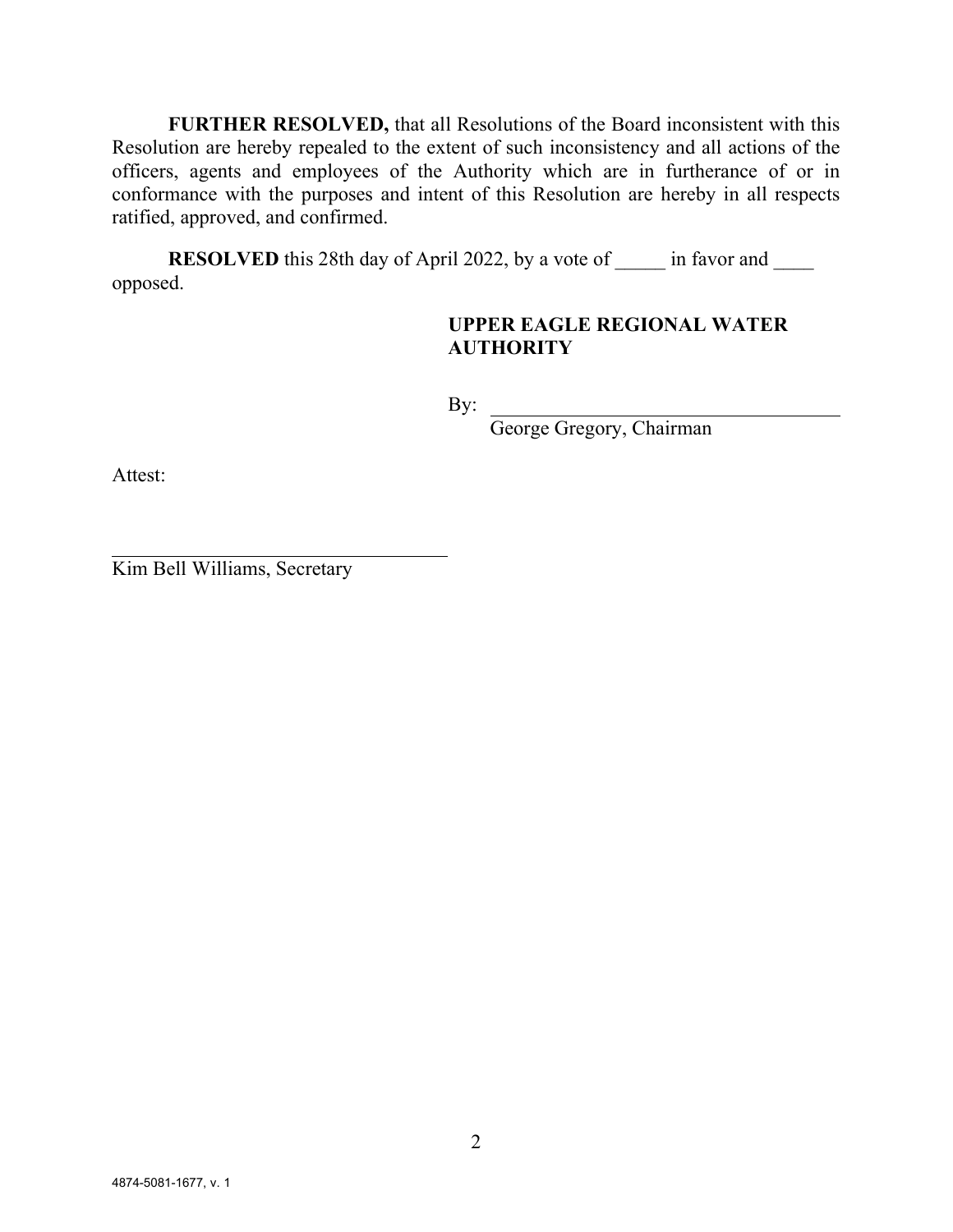**FURTHER RESOLVED,** that all Resolutions of the Board inconsistent with this Resolution are hereby repealed to the extent of such inconsistency and all actions of the officers, agents and employees of the Authority which are in furtherance of or in conformance with the purposes and intent of this Resolution are hereby in all respects ratified, approved, and confirmed.

**RESOLVED** this 28th day of April 2022, by a vote of _____ in favor and ____ opposed.

**UPPER EAGLE REGIONAL WATER AUTHORITY**

By: ____________________________________
George Gregory, Chairman

Attest:

____________________________________
Kim Bell Williams, Secretary

4874-5081-1677, v. 1